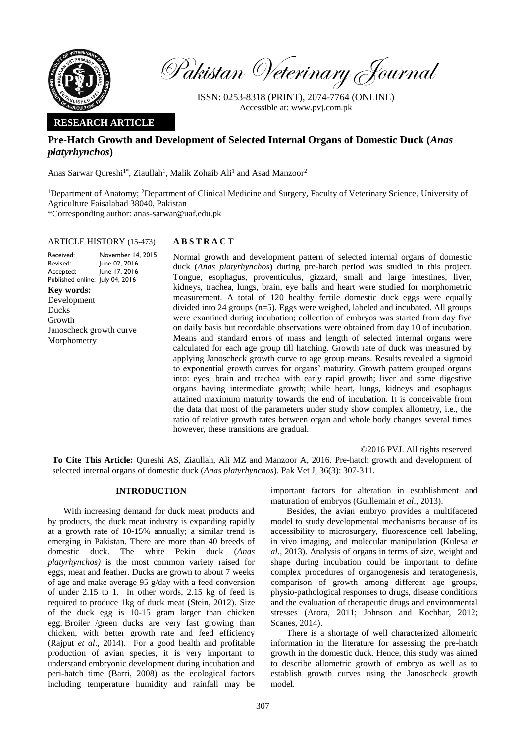Pakistan Veterinary Journal

ISSN: 0253-8318 (PRINT), 2074-7764 (ONLINE)
Accessible at: www.pvj.com.pk

**RESEARCH ARTICLE**

# Pre-Hatch Growth and Development of Selected Internal Organs of Domestic Duck (*Anas platyrhynchos*)

Anas Sarwar Qureshi[1*], Ziaullah[1], Malik Zohaib Ali[1] and Asad Manzoor[2]

[1]Department of Anatomy; [2]Department of Clinical Medicine and Surgery, Faculty of Veterinary Science, University of Agriculture Faisalabad 38040, Pakistan
*Corresponding author: anas-sarwar@uaf.edu.pk

**ARTICLE HISTORY (15-473)**

Received: November 14, 2015
Revised: June 02, 2016
Accepted: June 17, 2016
Published online: July 04, 2016

**Key words:**
Development
Ducks
Growth
Janoscheck growth curve
Morphometry

**ABSTRACT**

Normal growth and development pattern of selected internal organs of domestic duck (*Anas platyrhynchos*) during pre-hatch period was studied in this project. Tongue, esophagus, proventiculus, gizzard, small and large intestines, liver, kidneys, trachea, lungs, brain, eye balls and heart were studied for morphometric measurement. A total of 120 healthy fertile domestic duck eggs were equally divided into 24 groups (n=5). Eggs were weighed, labeled and incubated. All groups were examined during incubation; collection of embryos was started from day five on daily basis but recordable observations were obtained from day 10 of incubation. Means and standard errors of mass and length of selected internal organs were calculated for each age group till hatching. Growth rate of duck was measured by applying Janoscheck growth curve to age group means. Results revealed a sigmoid to exponential growth curves for organs' maturity. Growth pattern grouped organs into: eyes, brain and trachea with early rapid growth; liver and some digestive organs having intermediate growth; while heart, lungs, kidneys and esophagus attained maximum maturity towards the end of incubation. It is conceivable from the data that most of the parameters under study show complex allometry, i.e., the ratio of relative growth rates between organ and whole body changes several times however, these transitions are gradual.

©2016 PVJ. All rights reserved

**To Cite This Article:** Qureshi AS, Ziaullah, Ali MZ and Manzoor A, 2016. Pre-hatch growth and development of selected internal organs of domestic duck (*Anas platyrhynchos*). Pak Vet J, 36(3): 307-311.

## INTRODUCTION

With increasing demand for duck meat products and by products, the duck meat industry is expanding rapidly at a growth rate of 10-15% annually; a similar trend is emerging in Pakistan. There are more than 40 breeds of domestic duck. The white Pekin duck (*Anas platyrhynchos)* is the most common variety raised for eggs, meat and feather. Ducks are grown to about 7 weeks of age and make average 95 g/day with a feed conversion of under 2.15 to 1. In other words, 2.15 kg of feed is required to produce 1kg of duck meat (Stein, 2012). Size of the duck egg is 10-15 gram larger than chicken egg. Broiler /green ducks are very fast growing than chicken, with better growth rate and feed efficiency (Rajput *et al*., 2014). For a good health and profitable production of avian species, it is very important to understand embryonic development during incubation and peri-hatch time (Barri, 2008) as the ecological factors including temperature humidity and rainfall may be important factors for alteration in establishment and maturation of embryos (Guillemain *et al*., 2013).

Besides, the avian embryo provides a multifaceted model to study developmental mechanisms because of its accessibility to microsurgery, fluorescence cell labeling, in vivo imaging, and molecular manipulation (Kulesa *et al.,* 2013). Analysis of organs in terms of size, weight and shape during incubation could be important to define complex procedures of organogenesis and teratogenesis, comparison of growth among different age groups, physio-pathological responses to drugs, disease conditions and the evaluation of therapeutic drugs and environmental stresses (Arora, 2011; Johnson and Kochhar, 2012; Scanes, 2014).

There is a shortage of well characterized allometric information in the literature for assessing the pre-hatch growth in the domestic duck. Hence, this study was aimed to describe allometric growth of embryo as well as to establish growth curves using the Janoscheck growth model.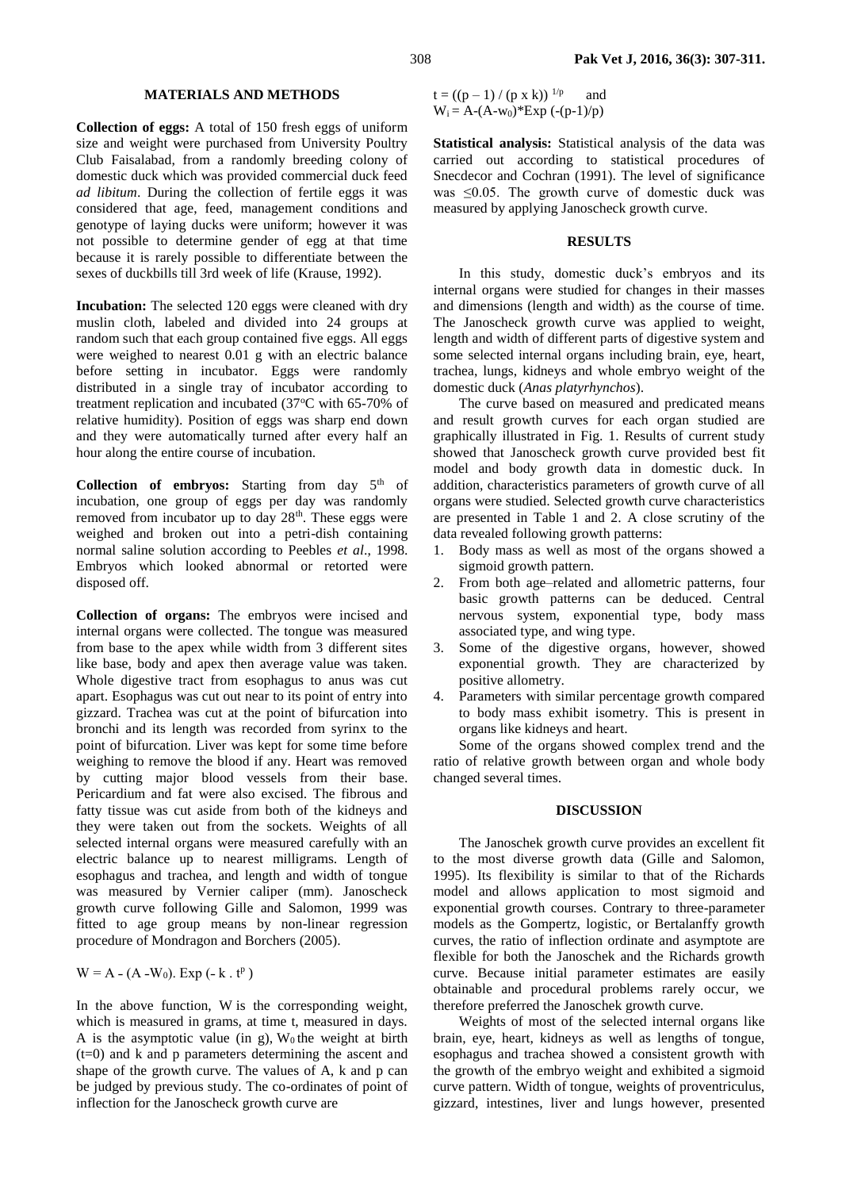## MATERIALS AND METHODS

**Collection of eggs:** A total of 150 fresh eggs of uniform size and weight were purchased from University Poultry Club Faisalabad, from a randomly breeding colony of domestic duck which was provided commercial duck feed *ad libitum*. During the collection of fertile eggs it was considered that age, feed, management conditions and genotype of laying ducks were uniform; however it was not possible to determine gender of egg at that time because it is rarely possible to differentiate between the sexes of duckbills till 3rd week of life (Krause, 1992).

**Incubation:** The selected 120 eggs were cleaned with dry muslin cloth, labeled and divided into 24 groups at random such that each group contained five eggs. All eggs were weighed to nearest 0.01 g with an electric balance before setting in incubator. Eggs were randomly distributed in a single tray of incubator according to treatment replication and incubated (37°C with 65-70% of relative humidity). Position of eggs was sharp end down and they were automatically turned after every half an hour along the entire course of incubation.

**Collection of embryos:** Starting from day 5th of incubation, one group of eggs per day was randomly removed from incubator up to day 28th. These eggs were weighed and broken out into a petri-dish containing normal saline solution according to Peebles *et al*., 1998. Embryos which looked abnormal or retorted were disposed off.

**Collection of organs:** The embryos were incised and internal organs were collected. The tongue was measured from base to the apex while width from 3 different sites like base, body and apex then average value was taken. Whole digestive tract from esophagus to anus was cut apart. Esophagus was cut out near to its point of entry into gizzard. Trachea was cut at the point of bifurcation into bronchi and its length was recorded from syrinx to the point of bifurcation. Liver was kept for some time before weighing to remove the blood if any. Heart was removed by cutting major blood vessels from their base. Pericardium and fat were also excised. The fibrous and fatty tissue was cut aside from both of the kidneys and they were taken out from the sockets. Weights of all selected internal organs were measured carefully with an electric balance up to nearest milligrams. Length of esophagus and trachea, and length and width of tongue was measured by Vernier caliper (mm). Janoscheck growth curve following Gille and Salomon, 1999 was fitted to age group means by non-linear regression procedure of Mondragon and Borchers (2005).

$$W = A - (A - W_0).\ \text{Exp}(-k \cdot t^p)$$

In the above function, W is the corresponding weight, which is measured in grams, at time t, measured in days. A is the asymptotic value (in g), $W_0$ the weight at birth (t=0) and k and p parameters determining the ascent and shape of the growth curve. The values of A, k and p can be judged by previous study. The co-ordinates of point of inflection for the Janoscheck growth curve are

$t = ((p - 1) / (p \times k))^{1/p}$ and
$W_i = A-(A-w_0)*\text{Exp}(-(p-1)/p)$

**Statistical analysis:** Statistical analysis of the data was carried out according to statistical procedures of Snecdecor and Cochran (1991). The level of significance was ≤0.05. The growth curve of domestic duck was measured by applying Janoscheck growth curve.

## RESULTS

In this study, domestic duck's embryos and its internal organs were studied for changes in their masses and dimensions (length and width) as the course of time. The Janoscheck growth curve was applied to weight, length and width of different parts of digestive system and some selected internal organs including brain, eye, heart, trachea, lungs, kidneys and whole embryo weight of the domestic duck (*Anas platyrhynchos*).

The curve based on measured and predicated means and result growth curves for each organ studied are graphically illustrated in Fig. 1. Results of current study showed that Janoscheck growth curve provided best fit model and body growth data in domestic duck. In addition, characteristics parameters of growth curve of all organs were studied. Selected growth curve characteristics are presented in Table 1 and 2. A close scrutiny of the data revealed following growth patterns:

1. Body mass as well as most of the organs showed a sigmoid growth pattern.
2. From both age–related and allometric patterns, four basic growth patterns can be deduced. Central nervous system, exponential type, body mass associated type, and wing type.
3. Some of the digestive organs, however, showed exponential growth. They are characterized by positive allometry.
4. Parameters with similar percentage growth compared to body mass exhibit isometry. This is present in organs like kidneys and heart.

Some of the organs showed complex trend and the ratio of relative growth between organ and whole body changed several times.

## DISCUSSION

The Janoschek growth curve provides an excellent fit to the most diverse growth data (Gille and Salomon, 1995). Its flexibility is similar to that of the Richards model and allows application to most sigmoid and exponential growth courses. Contrary to three-parameter models as the Gompertz, logistic, or Bertalanffy growth curves, the ratio of inflection ordinate and asymptote are flexible for both the Janoschek and the Richards growth curve. Because initial parameter estimates are easily obtainable and procedural problems rarely occur, we therefore preferred the Janoschek growth curve.

Weights of most of the selected internal organs like brain, eye, heart, kidneys as well as lengths of tongue, esophagus and trachea showed a consistent growth with the growth of the embryo weight and exhibited a sigmoid curve pattern. Width of tongue, weights of proventriculus, gizzard, intestines, liver and lungs however, presented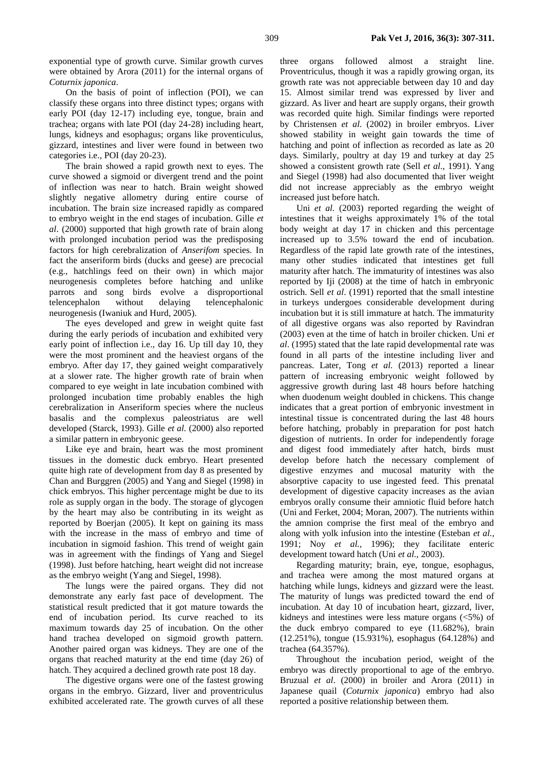exponential type of growth curve. Similar growth curves were obtained by Arora (2011) for the internal organs of *Coturnix japonica*.

On the basis of point of inflection (POI), we can classify these organs into three distinct types; organs with early POI (day 12-17) including eye, tongue, brain and trachea; organs with late POI (day 24-28) including heart, lungs, kidneys and esophagus; organs like proventiculus, gizzard, intestines and liver were found in between two categories i.e., POI (day 20-23).

The brain showed a rapid growth next to eyes. The curve showed a sigmoid or divergent trend and the point of inflection was near to hatch. Brain weight showed slightly negative allometry during entire course of incubation. The brain size increased rapidly as compared to embryo weight in the end stages of incubation. Gille *et al*. (2000) supported that high growth rate of brain along with prolonged incubation period was the predisposing factors for high cerebralization of *Anserifom* species. In fact the anseriform birds (ducks and geese) are precocial (e.g., hatchlings feed on their own) in which major neurogenesis completes before hatching and unlike parrots and song birds evolve a disproportional telencephalon without delaying telencephalonic neurogenesis (Iwaniuk and Hurd, 2005).

The eyes developed and grew in weight quite fast during the early periods of incubation and exhibited very early point of inflection i.e., day 16. Up till day 10, they were the most prominent and the heaviest organs of the embryo. After day 17, they gained weight comparatively at a slower rate. The higher growth rate of brain when compared to eye weight in late incubation combined with prolonged incubation time probably enables the high cerebralization in Anseriform species where the nucleus basalis and the complexus paleostriatus are well developed (Starck, 1993). Gille *et al.* (2000) also reported a similar pattern in embryonic geese.

Like eye and brain, heart was the most prominent tissues in the domestic duck embryo. Heart presented quite high rate of development from day 8 as presented by Chan and Burggren (2005) and Yang and Siegel (1998) in chick embryos. This higher percentage might be due to its role as supply organ in the body. The storage of glycogen by the heart may also be contributing in its weight as reported by Boerjan (2005). It kept on gaining its mass with the increase in the mass of embryo and time of incubation in sigmoid fashion. This trend of weight gain was in agreement with the findings of Yang and Siegel (1998). Just before hatching, heart weight did not increase as the embryo weight (Yang and Siegel, 1998).

The lungs were the paired organs. They did not demonstrate any early fast pace of development. The statistical result predicted that it got mature towards the end of incubation period. Its curve reached to its maximum towards day 25 of incubation. On the other hand trachea developed on sigmoid growth pattern. Another paired organ was kidneys. They are one of the organs that reached maturity at the end time (day 26) of hatch. They acquired a declined growth rate post 18 day.

The digestive organs were one of the fastest growing organs in the embryo. Gizzard, liver and proventriculus exhibited accelerated rate. The growth curves of all these three organs followed almost a straight line. Proventriculus, though it was a rapidly growing organ, its growth rate was not appreciable between day 10 and day 15. Almost similar trend was expressed by liver and gizzard. As liver and heart are supply organs, their growth was recorded quite high. Similar findings were reported by Christensen *et al.* (2002) in broiler embryos. Liver showed stability in weight gain towards the time of hatching and point of inflection as recorded as late as 20 days. Similarly, poultry at day 19 and turkey at day 25 showed a consistent growth rate (Sell *et al*., 1991). Yang and Siegel (1998) had also documented that liver weight did not increase appreciably as the embryo weight increased just before hatch.

Uni *et al.* (2003) reported regarding the weight of intestines that it weighs approximately 1% of the total body weight at day 17 in chicken and this percentage increased up to 3.5% toward the end of incubation. Regardless of the rapid late growth rate of the intestines, many other studies indicated that intestines get full maturity after hatch. The immaturity of intestines was also reported by Iji (2008) at the time of hatch in embryonic ostrich. Sell *et al*. (1991) reported that the small intestine in turkeys undergoes considerable development during incubation but it is still immature at hatch. The immaturity of all digestive organs was also reported by Ravindran (2003) even at the time of hatch in broiler chicken. Uni *et al*. (1995) stated that the late rapid developmental rate was found in all parts of the intestine including liver and pancreas. Later, Tong *et al.* (2013) reported a linear pattern of increasing embryonic weight followed by aggressive growth during last 48 hours before hatching when duodenum weight doubled in chickens. This change indicates that a great portion of embryonic investment in intestinal tissue is concentrated during the last 48 hours before hatching, probably in preparation for post hatch digestion of nutrients. In order for independently forage and digest food immediately after hatch, birds must develop before hatch the necessary complement of digestive enzymes and mucosal maturity with the absorptive capacity to use ingested feed. This prenatal development of digestive capacity increases as the avian embryos orally consume their amniotic fluid before hatch (Uni and Ferket, 2004; Moran, 2007). The nutrients within the amnion comprise the first meal of the embryo and along with yolk infusion into the intestine (Esteban *et al.,* 1991; Noy *et al.,* 1996); they facilitate enteric development toward hatch (Uni *et al.,* 2003).

Regarding maturity; brain, eye, tongue, esophagus, and trachea were among the most matured organs at hatching while lungs, kidneys and gizzard were the least. The maturity of lungs was predicted toward the end of incubation. At day 10 of incubation heart, gizzard, liver, kidneys and intestines were less mature organs (<5%) of the duck embryo compared to eye (11.682%), brain (12.251%), tongue (15.931%), esophagus (64.128%) and trachea (64.357%).

Throughout the incubation period, weight of the embryo was directly proportional to age of the embryo. Bruzual *et al*. (2000) in broiler and Arora (2011) in Japanese quail (*Coturnix japonica*) embryo had also reported a positive relationship between them.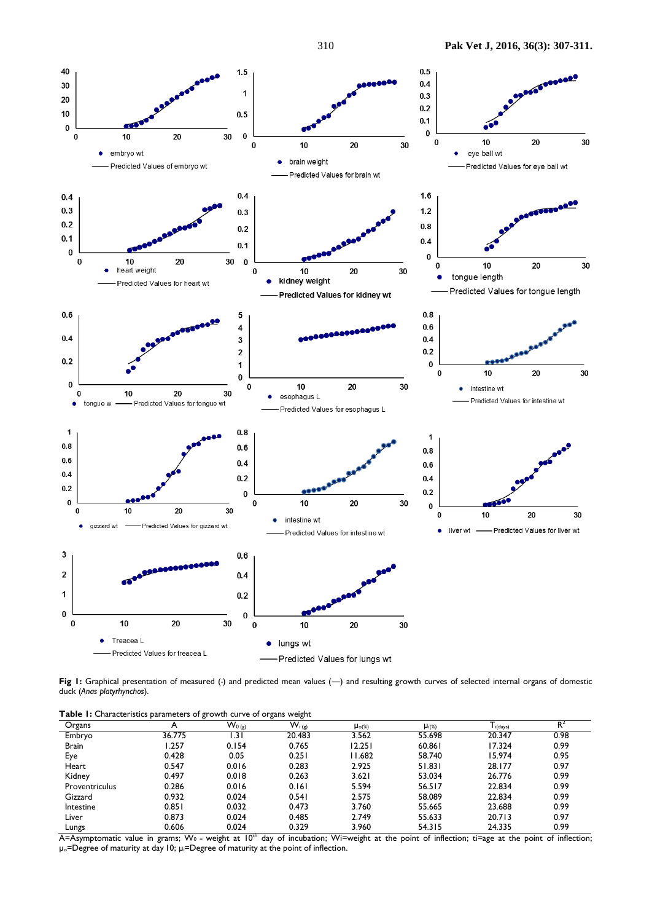**Fig 1:** Graphical presentation of measured (·) and predicted mean values (—) and resulting growth curves of selected internal organs of domestic duck (*Anas platyrhynchos*).

**Table 1:** Characteristics parameters of growth curve of organs weight

| Organs | A | $W_{0\,(g)}$ | $W_{i\,(g)}$ | $\mu_{o(\%)}$ | $\mu_{i(\%)}$ | $T_{i(days)}$ | $R^2$ |
|---|---|---|---|---|---|---|---|
| Embryo | 36.775 | 1.31 | 20.483 | 3.562 | 55.698 | 20.347 | 0.98 |
| Brain | 1.257 | 0.154 | 0.765 | 12.251 | 60.861 | 17.324 | 0.99 |
| Eye | 0.428 | 0.05 | 0.251 | 11.682 | 58.740 | 15.974 | 0.95 |
| Heart | 0.547 | 0.016 | 0.283 | 2.925 | 51.831 | 28.177 | 0.97 |
| Kidney | 0.497 | 0.018 | 0.263 | 3.621 | 53.034 | 26.776 | 0.99 |
| Proventriculus | 0.286 | 0.016 | 0.161 | 5.594 | 56.517 | 22.834 | 0.99 |
| Gizzard | 0.932 | 0.024 | 0.541 | 2.575 | 58.089 | 22.834 | 0.99 |
| Intestine | 0.851 | 0.032 | 0.473 | 3.760 | 55.665 | 23.688 | 0.99 |
| Liver | 0.873 | 0.024 | 0.485 | 2.749 | 55.633 | 20.713 | 0.97 |
| Lungs | 0.606 | 0.024 | 0.329 | 3.960 | 54.315 | 24.335 | 0.99 |

A=Asymptomatic value in grams; $W_0$ = weight at 10[th] day of incubation; Wi=weight at the point of inflection; ti=age at the point of inflection; $\mu_o$=Degree of maturity at day 10; $\mu_i$=Degree of maturity at the point of inflection.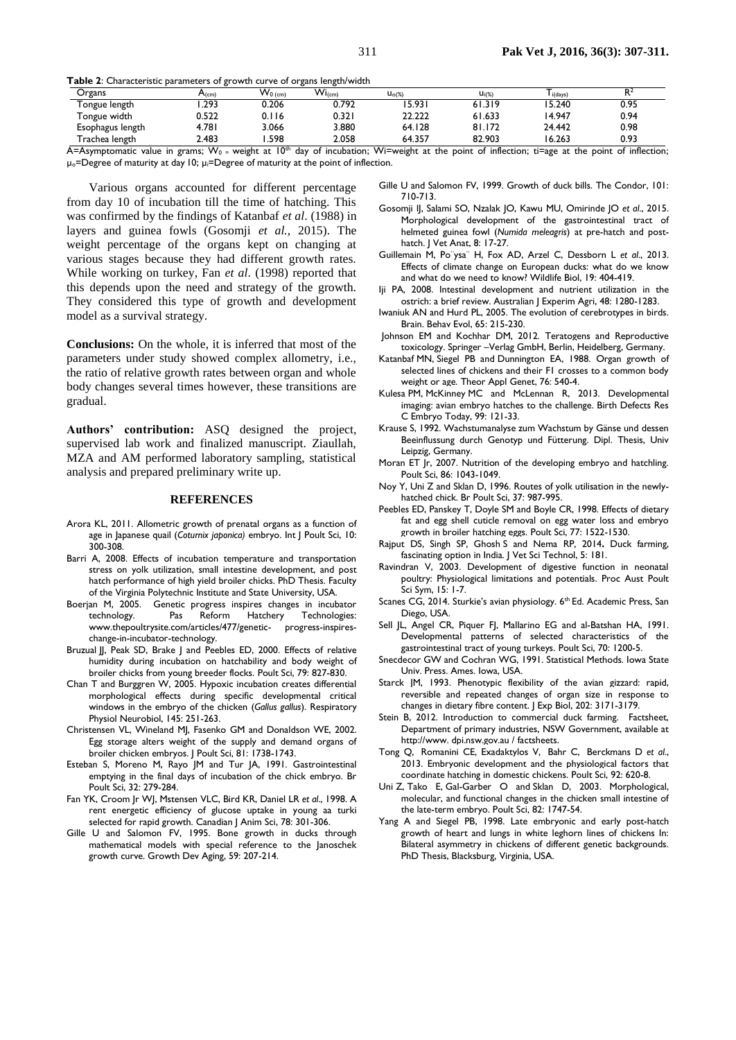**Table 2**: Characteristic parameters of growth curve of organs length/width

| Organs | $A_{(cm)}$ | $W_{0\,(cm)}$ | $Wi_{(cm)}$ | $u_{o(\%)}$ | $u_{i(\%)}$ | $T_{i(days)}$ | $R^2$ |
|---|---|---|---|---|---|---|---|
| Tongue length | 1.293 | 0.206 | 0.792 | 15.931 | 61.319 | 15.240 | 0.95 |
| Tongue width | 0.522 | 0.116 | 0.321 | 22.222 | 61.633 | 14.947 | 0.94 |
| Esophagus length | 4.781 | 3.066 | 3.880 | 64.128 | 81.172 | 24.442 | 0.98 |
| Trachea length | 2.483 | 1.598 | 2.058 | 64.357 | 82.903 | 16.263 | 0.93 |

A=Asymptomatic value in grams; $W_0$ = weight at 10th day of incubation; Wi=weight at the point of inflection; ti=age at the point of inflection; $\mu_o$=Degree of maturity at day 10; $\mu_i$=Degree of maturity at the point of inflection.

Various organs accounted for different percentage from day 10 of incubation till the time of hatching. This was confirmed by the findings of Katanbaf *et al*. (1988) in layers and guinea fowls (Gosomji *et al.*, 2015). The weight percentage of the organs kept on changing at various stages because they had different growth rates. While working on turkey, Fan *et al*. (1998) reported that this depends upon the need and strategy of the growth. They considered this type of growth and development model as a survival strategy.

**Conclusions:** On the whole, it is inferred that most of the parameters under study showed complex allometry, i.e., the ratio of relative growth rates between organ and whole body changes several times however, these transitions are gradual.

**Authors' contribution:** ASQ designed the project, supervised lab work and finalized manuscript. Ziaullah, MZA and AM performed laboratory sampling, statistical analysis and prepared preliminary write up.

## REFERENCES

Arora KL, 2011. Allometric growth of prenatal organs as a function of age in Japanese quail (*Coturnix japonica)* embryo. Int J Poult Sci, 10: 300-308.

Barri A, 2008. Effects of incubation temperature and transportation stress on yolk utilization, small intestine development, and post hatch performance of high yield broiler chicks. PhD Thesis. Faculty of the Virginia Polytechnic Institute and State University, USA.

Boerjan M, 2005. Genetic progress inspires changes in incubator technology. Pas Reform Hatchery Technologies: www.thepoultrysite.com/articles/477/genetic- progress-inspires-change-in-incubator-technology.

Bruzual JJ, Peak SD, Brake J and Peebles ED, 2000. Effects of relative humidity during incubation on hatchability and body weight of broiler chicks from young breeder flocks. Poult Sci, 79: 827-830.

Chan T and Burggren W, 2005. Hypoxic incubation creates differential morphological effects during specific developmental critical windows in the embryo of the chicken (*Gallus gallus*). Respiratory Physiol Neurobiol, 145: 251-263.

Christensen VL, Wineland MJ, Fasenko GM and Donaldson WE, 2002. Egg storage alters weight of the supply and demand organs of broiler chicken embryos. J Poult Sci, 81: 1738-1743.

Esteban S, Moreno M, Rayo JM and Tur JA, 1991. Gastrointestinal emptying in the final days of incubation of the chick embryo. Br Poult Sci, 32: 279-284.

Fan YK, Croom Jr WJ, Mstensen VLC, Bird KR, Daniel LR *et al*., 1998. A rent energetic efficiency of glucose uptake in young aa turki selected for rapid growth. Canadian J Anim Sci, 78: 301-306.

Gille U and Salomon FV, 1995. Bone growth in ducks through mathematical models with special reference to the Janoschek growth curve. Growth Dev Aging, 59: 207-214.

Gille U and Salomon FV, 1999. Growth of duck bills. The Condor, 101: 710-713.

Gosomji IJ, Salami SO, Nzalak JO, Kawu MU, Omirinde JO *et al*., 2015. Morphological development of the gastrointestinal tract of helmeted guinea fowl (*Numida meleagris*) at pre-hatch and post-hatch. J Vet Anat, 8: 17-27.

Guillemain M, Po¨ysa¨ H, Fox AD, Arzel C, Dessborn L *et al*., 2013. Effects of climate change on European ducks: what do we know and what do we need to know? Wildlife Biol, 19: 404-419.

Iji PA, 2008. Intestinal development and nutrient utilization in the ostrich: a brief review. Australian J Experim Agri, 48: 1280-1283.

Iwaniuk AN and Hurd PL, 2005. The evolution of cerebrotypes in birds. Brain. Behav Evol, 65: 215-230.

Johnson EM and Kochhar DM, 2012. Teratogens and Reproductive toxicology. Springer –Verlag GmbH, Berlin, Heidelberg, Germany.

Katanbaf MN, Siegel PB and Dunnington EA, 1988. Organ growth of selected lines of chickens and their F1 crosses to a common body weight or age. Theor Appl Genet, 76: 540-4.

Kulesa PM, McKinney MC and McLennan R, 2013. Developmental imaging: avian embryo hatches to the challenge. Birth Defects Res C Embryo Today, 99: 121-33.

Krause S, 1992. Wachstumanalyse zum Wachstum by Gänse und dessen Beeinflussung durch Genotyp und Fütterung. Dipl. Thesis, Univ Leipzig, Germany.

Moran ET Jr, 2007. Nutrition of the developing embryo and hatchling. Poult Sci, 86: 1043-1049.

Noy Y, Uni Z and Sklan D, 1996. Routes of yolk utilisation in the newly-hatched chick. Br Poult Sci, 37: 987-995.

Peebles ED, Panskey T, Doyle SM and Boyle CR, 1998. Effects of dietary fat and egg shell cuticle removal on egg water loss and embryo growth in broiler hatching eggs. Poult Sci, 77: 1522-1530.

Rajput DS, Singh SP, Ghosh S and Nema RP, 2014. Duck farming, fascinating option in India. J Vet Sci Technol, 5: 181.

Ravindran V, 2003. Development of digestive function in neonatal poultry: Physiological limitations and potentials. Proc Aust Poult Sci Sym, 15: 1-7.

Scanes CG, 2014. Sturkie's avian physiology. 6th Ed. Academic Press, San Diego, USA.

Sell JL, Angel CR, Piquer FJ, Mallarino EG and al-Batshan HA, 1991. Developmental patterns of selected characteristics of the gastrointestinal tract of young turkeys. Poult Sci, 70: 1200-5.

Snecdecor GW and Cochran WG, 1991. Statistical Methods. Iowa State Univ. Press. Ames. Iowa, USA.

Starck JM, 1993. Phenotypic flexibility of the avian gizzard: rapid, reversible and repeated changes of organ size in response to changes in dietary fibre content. J Exp Biol, 202: 3171-3179.

Stein B, 2012. Introduction to commercial duck farming. Factsheet, Department of primary industries, NSW Government, available at http://www. dpi.nsw.gov.au / factsheets.

Tong Q, Romanini CE, Exadaktylos V, Bahr C, Berckmans D *et al*., 2013. Embryonic development and the physiological factors that coordinate hatching in domestic chickens. Poult Sci, 92: 620-8.

Uni Z, Tako E, Gal-Garber O and Sklan D, 2003. Morphological, molecular, and functional changes in the chicken small intestine of the late-term embryo. Poult Sci, 82: 1747-54.

Yang A and Siegel PB, 1998. Late embryonic and early post-hatch growth of heart and lungs in white leghorn lines of chickens In: Bilateral asymmetry in chickens of different genetic backgrounds. PhD Thesis, Blacksburg, Virginia, USA.